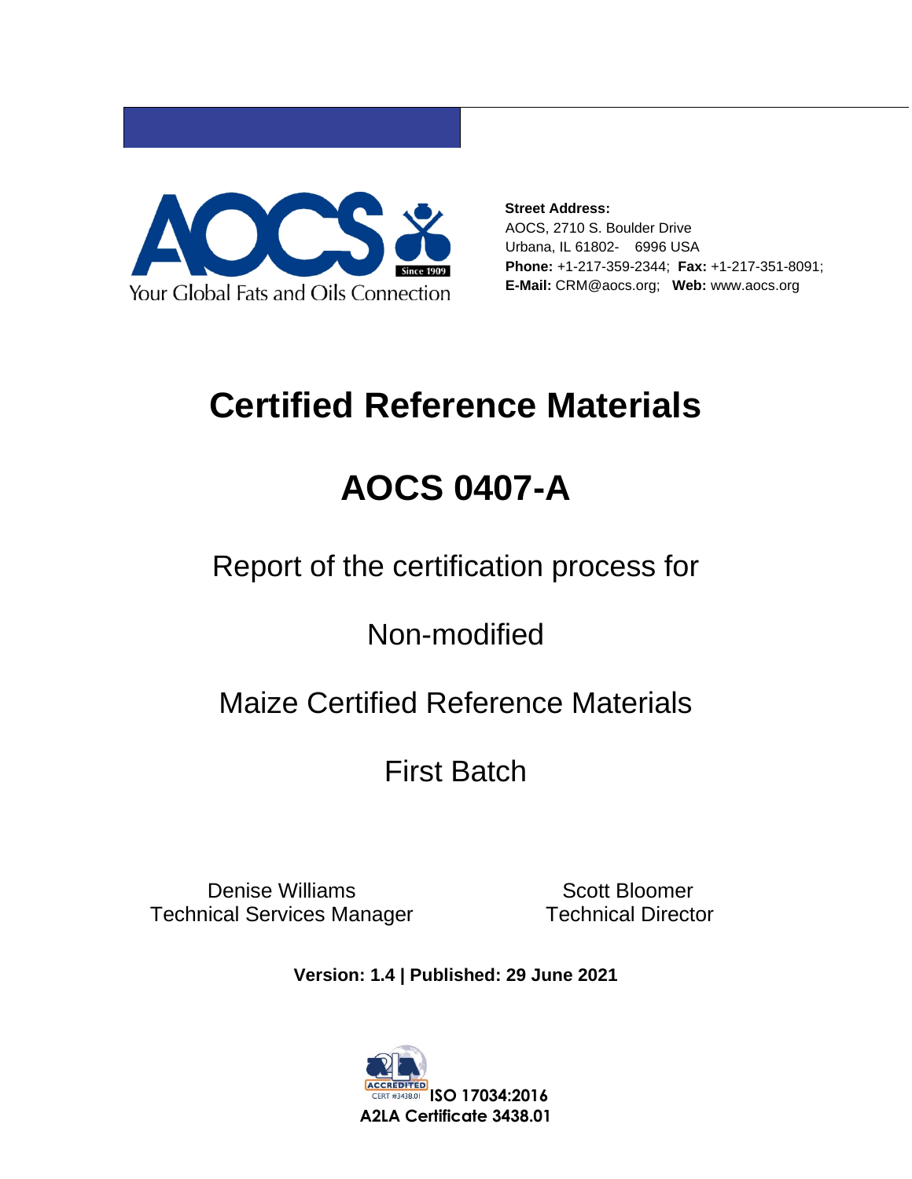AOCS
Your Global Fats and Oils Connection

**Street Address:**
AOCS, 2710 S. Boulder Drive
Urbana, IL 61802- 6996 USA
**Phone:** +1-217-359-2344; **Fax:** +1-217-351-8091;
**E-Mail:** CRM@aocs.org; **Web:** www.aocs.org

# Certified Reference Materials

# AOCS 0407-A

## Report of the certification process for

## Non-modified

## Maize Certified Reference Materials

## First Batch

Denise Williams
Technical Services Manager

Scott Bloomer
Technical Director

**Version: 1.4 | Published: 29 June 2021**

**ISO 17034:2016**
**A2LA Certificate 3438.01**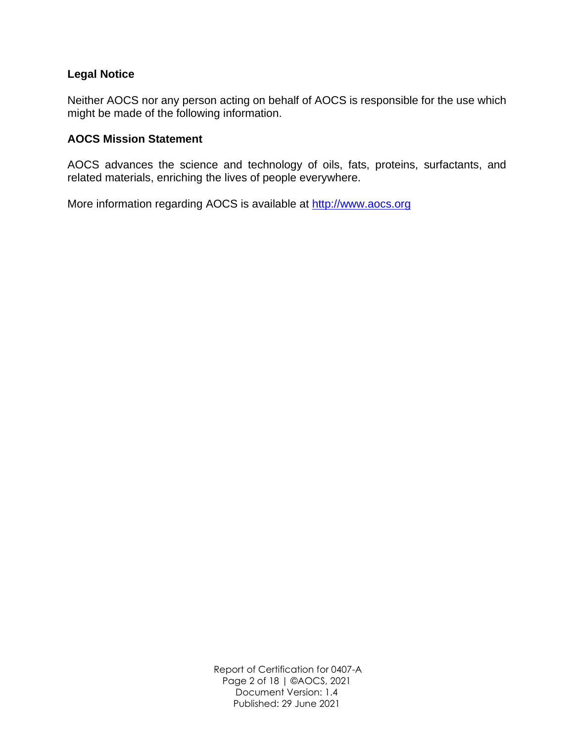**Legal Notice**

Neither AOCS nor any person acting on behalf of AOCS is responsible for the use which might be made of the following information.

**AOCS Mission Statement**

AOCS advances the science and technology of oils, fats, proteins, surfactants, and related materials, enriching the lives of people everywhere.

More information regarding AOCS is available at http://www.aocs.org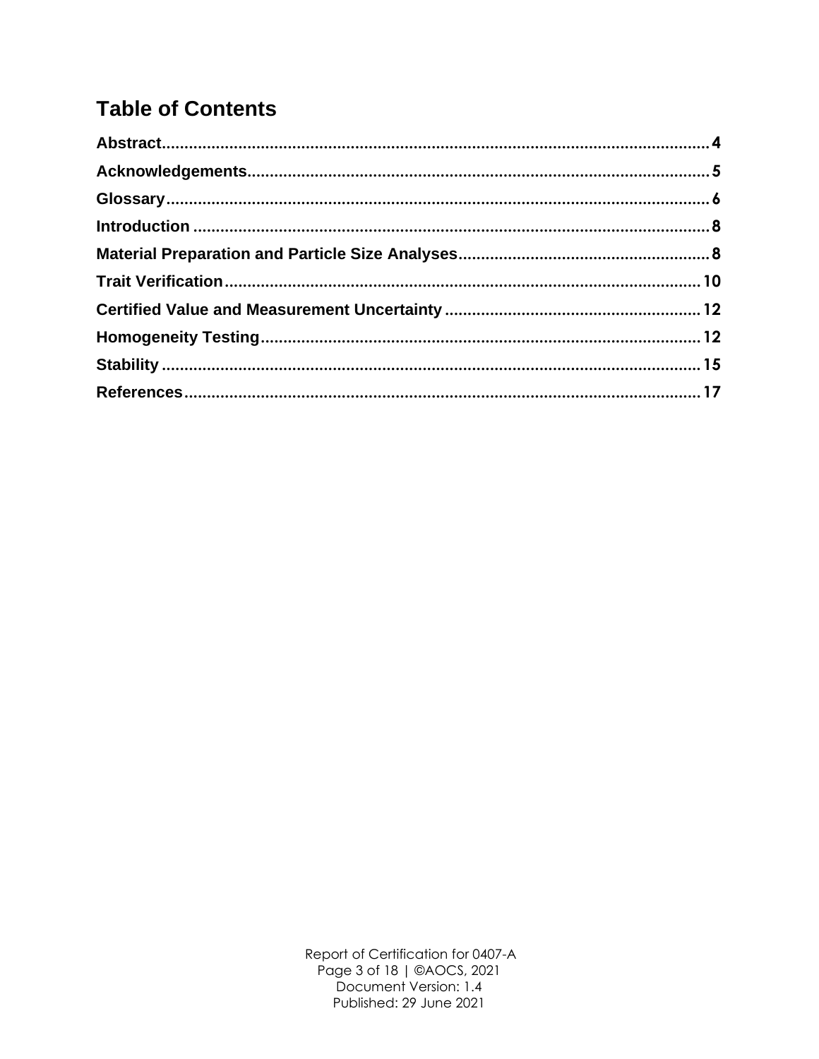# Table of Contents

**Abstract** ........................................................................................................ **4**

**Acknowledgements** ........................................................................................ **5**

**Glossary** ........................................................................................................ **6**

**Introduction** ................................................................................................... **8**

**Material Preparation and Particle Size Analyses** ............................................. **8**

**Trait Verification** ........................................................................................... **10**

**Certified Value and Measurement Uncertainty** ............................................... **12**

**Homogeneity Testing** ..................................................................................... **12**

**Stability** ....................................................................................................... **15**

**References** .................................................................................................... **17**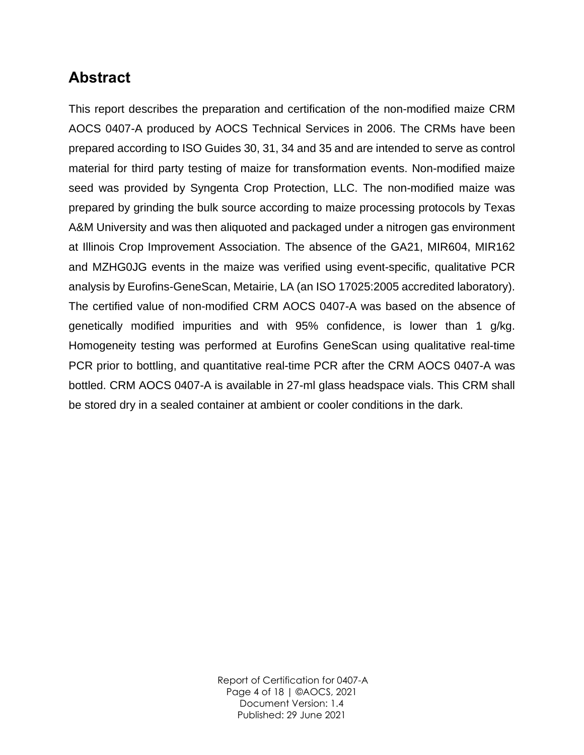## Abstract

This report describes the preparation and certification of the non-modified maize CRM AOCS 0407-A produced by AOCS Technical Services in 2006. The CRMs have been prepared according to ISO Guides 30, 31, 34 and 35 and are intended to serve as control material for third party testing of maize for transformation events. Non-modified maize seed was provided by Syngenta Crop Protection, LLC. The non-modified maize was prepared by grinding the bulk source according to maize processing protocols by Texas A&M University and was then aliquoted and packaged under a nitrogen gas environment at Illinois Crop Improvement Association. The absence of the GA21, MIR604, MIR162 and MZHG0JG events in the maize was verified using event-specific, qualitative PCR analysis by Eurofins-GeneScan, Metairie, LA (an ISO 17025:2005 accredited laboratory). The certified value of non-modified CRM AOCS 0407-A was based on the absence of genetically modified impurities and with 95% confidence, is lower than 1 g/kg. Homogeneity testing was performed at Eurofins GeneScan using qualitative real-time PCR prior to bottling, and quantitative real-time PCR after the CRM AOCS 0407-A was bottled. CRM AOCS 0407-A is available in 27-ml glass headspace vials. This CRM shall be stored dry in a sealed container at ambient or cooler conditions in the dark.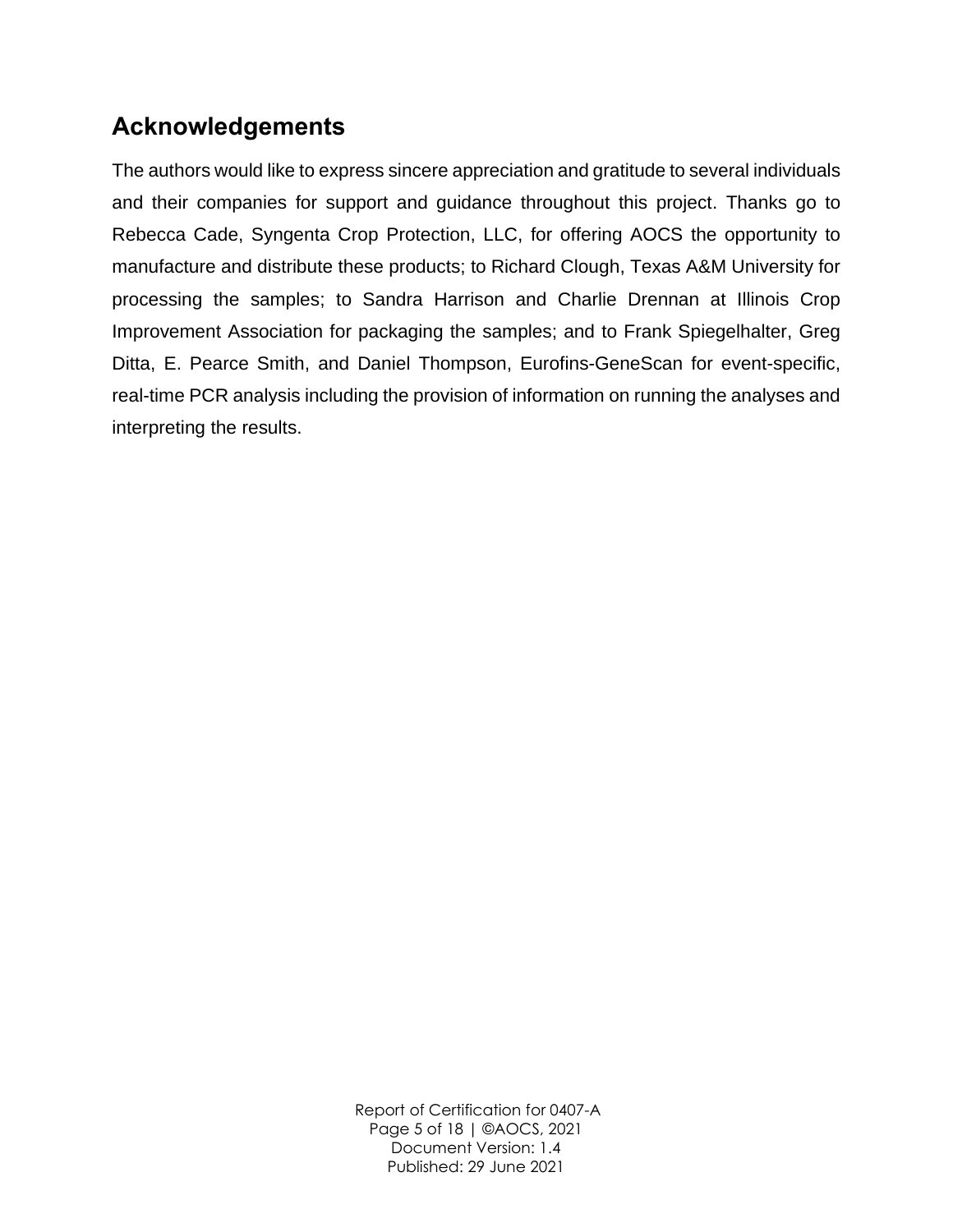## Acknowledgements

The authors would like to express sincere appreciation and gratitude to several individuals and their companies for support and guidance throughout this project. Thanks go to Rebecca Cade, Syngenta Crop Protection, LLC, for offering AOCS the opportunity to manufacture and distribute these products; to Richard Clough, Texas A&M University for processing the samples; to Sandra Harrison and Charlie Drennan at Illinois Crop Improvement Association for packaging the samples; and to Frank Spiegelhalter, Greg Ditta, E. Pearce Smith, and Daniel Thompson, Eurofins-GeneScan for event-specific, real-time PCR analysis including the provision of information on running the analyses and interpreting the results.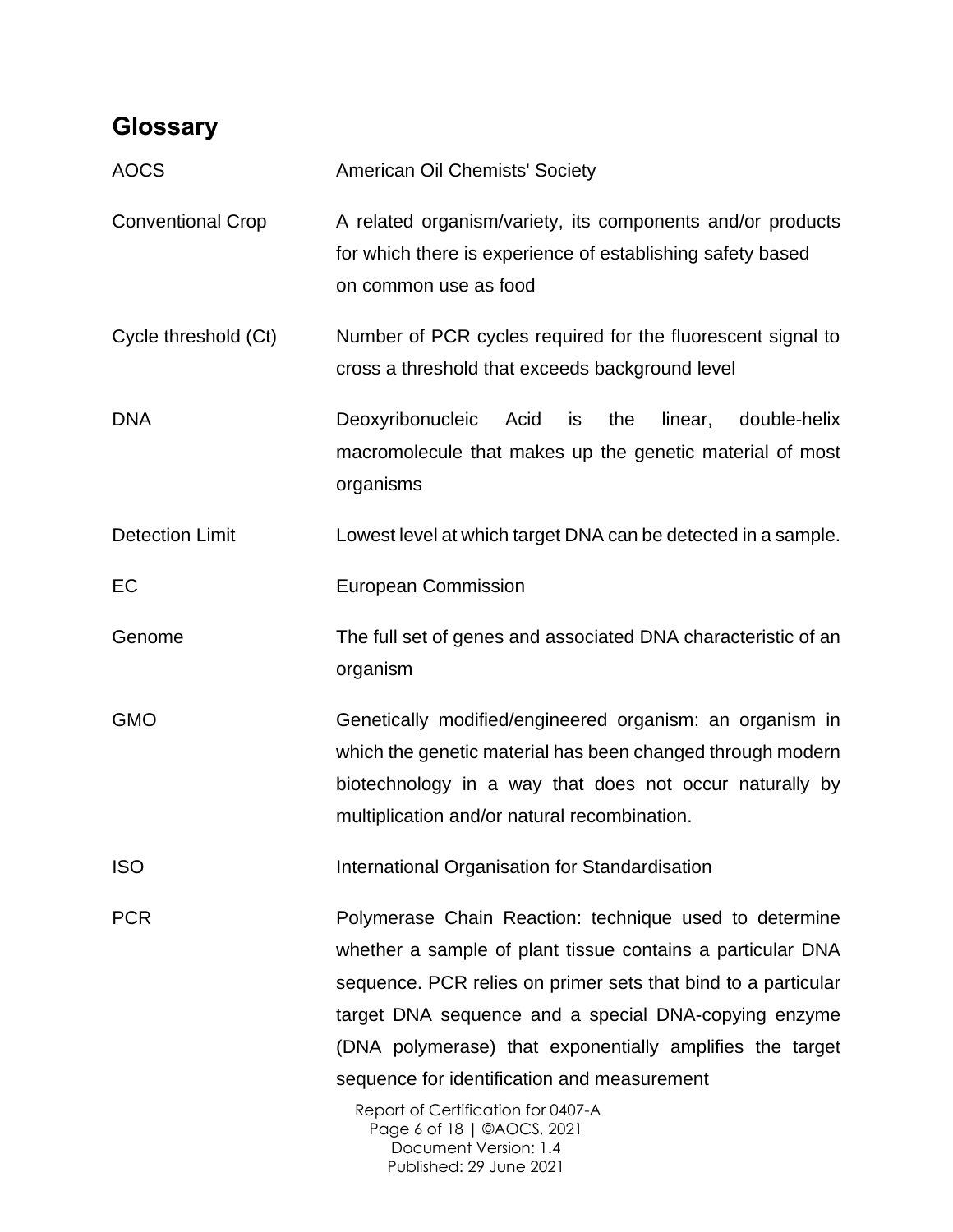## Glossary

| | |
|---|---|
| AOCS | American Oil Chemists' Society |
| Conventional Crop | A related organism/variety, its components and/or products for which there is experience of establishing safety based on common use as food |
| Cycle threshold (Ct) | Number of PCR cycles required for the fluorescent signal to cross a threshold that exceeds background level |
| DNA | Deoxyribonucleic Acid is the linear, double-helix macromolecule that makes up the genetic material of most organisms |
| Detection Limit | Lowest level at which target DNA can be detected in a sample. |
| EC | European Commission |
| Genome | The full set of genes and associated DNA characteristic of an organism |
| GMO | Genetically modified/engineered organism: an organism in which the genetic material has been changed through modern biotechnology in a way that does not occur naturally by multiplication and/or natural recombination. |
| ISO | International Organisation for Standardisation |
| PCR | Polymerase Chain Reaction: technique used to determine whether a sample of plant tissue contains a particular DNA sequence. PCR relies on primer sets that bind to a particular target DNA sequence and a special DNA-copying enzyme (DNA polymerase) that exponentially amplifies the target sequence for identification and measurement |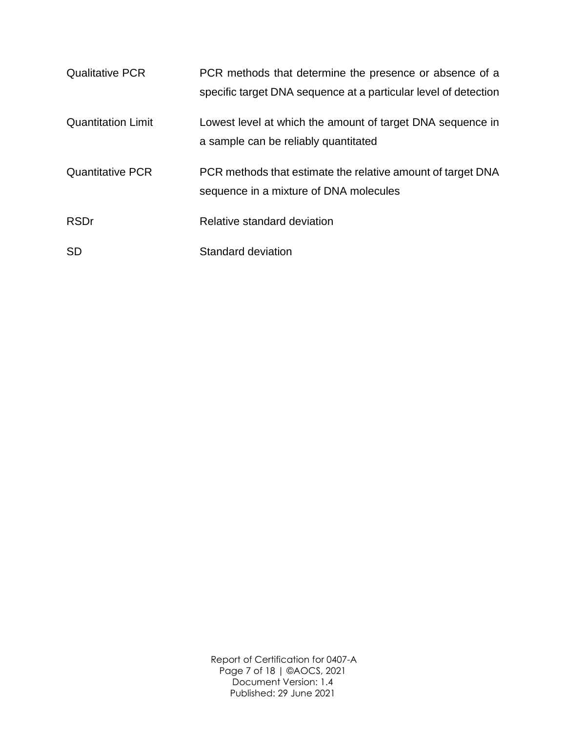| | |
|---|---|
| Qualitative PCR | PCR methods that determine the presence or absence of a specific target DNA sequence at a particular level of detection |
| Quantitation Limit | Lowest level at which the amount of target DNA sequence in a sample can be reliably quantitated |
| Quantitative PCR | PCR methods that estimate the relative amount of target DNA sequence in a mixture of DNA molecules |
| RSDr | Relative standard deviation |
| SD | Standard deviation |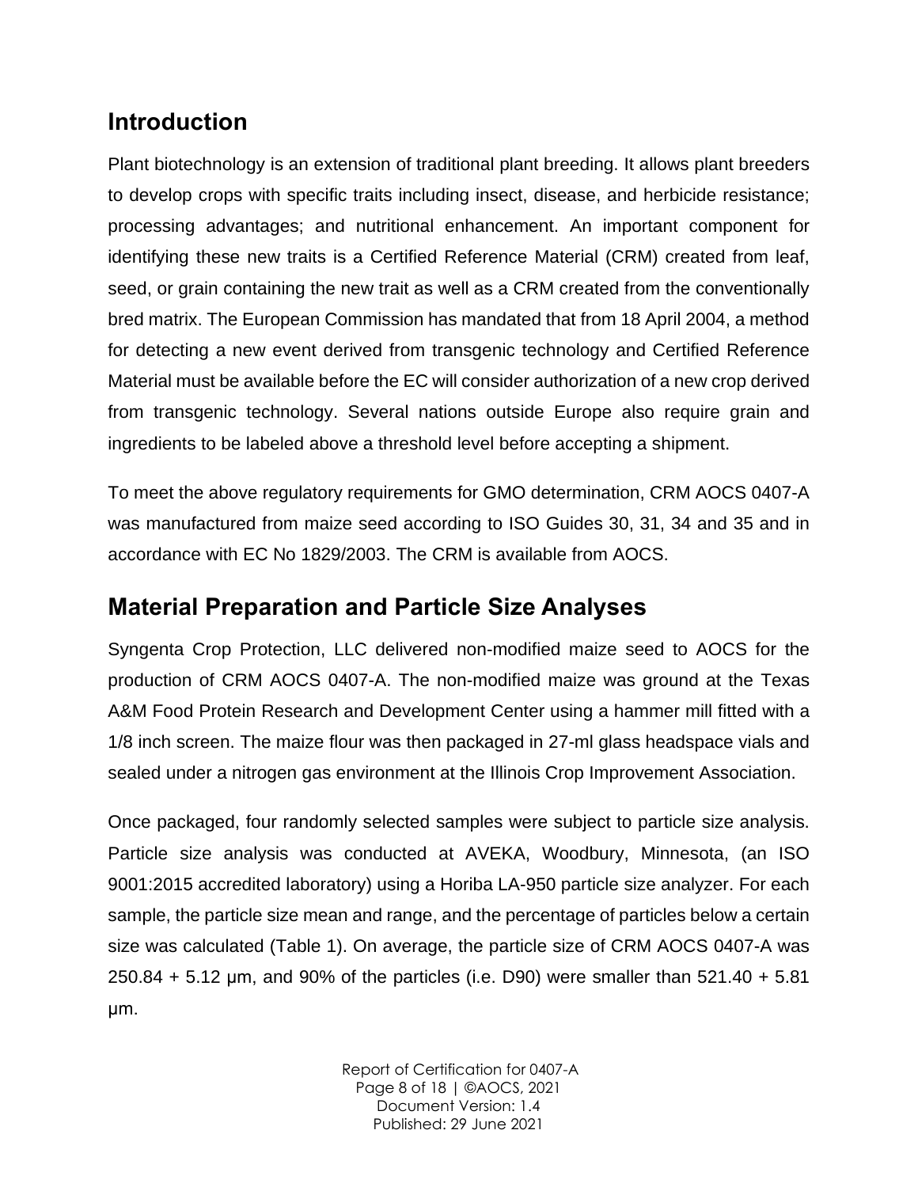## Introduction

Plant biotechnology is an extension of traditional plant breeding. It allows plant breeders to develop crops with specific traits including insect, disease, and herbicide resistance; processing advantages; and nutritional enhancement. An important component for identifying these new traits is a Certified Reference Material (CRM) created from leaf, seed, or grain containing the new trait as well as a CRM created from the conventionally bred matrix. The European Commission has mandated that from 18 April 2004, a method for detecting a new event derived from transgenic technology and Certified Reference Material must be available before the EC will consider authorization of a new crop derived from transgenic technology. Several nations outside Europe also require grain and ingredients to be labeled above a threshold level before accepting a shipment.

To meet the above regulatory requirements for GMO determination, CRM AOCS 0407-A was manufactured from maize seed according to ISO Guides 30, 31, 34 and 35 and in accordance with EC No 1829/2003. The CRM is available from AOCS.

## Material Preparation and Particle Size Analyses

Syngenta Crop Protection, LLC delivered non-modified maize seed to AOCS for the production of CRM AOCS 0407-A. The non-modified maize was ground at the Texas A&M Food Protein Research and Development Center using a hammer mill fitted with a 1/8 inch screen. The maize flour was then packaged in 27-ml glass headspace vials and sealed under a nitrogen gas environment at the Illinois Crop Improvement Association.

Once packaged, four randomly selected samples were subject to particle size analysis. Particle size analysis was conducted at AVEKA, Woodbury, Minnesota, (an ISO 9001:2015 accredited laboratory) using a Horiba LA-950 particle size analyzer. For each sample, the particle size mean and range, and the percentage of particles below a certain size was calculated (Table 1). On average, the particle size of CRM AOCS 0407-A was 250.84 + 5.12 µm, and 90% of the particles (i.e. D90) were smaller than 521.40 + 5.81 µm.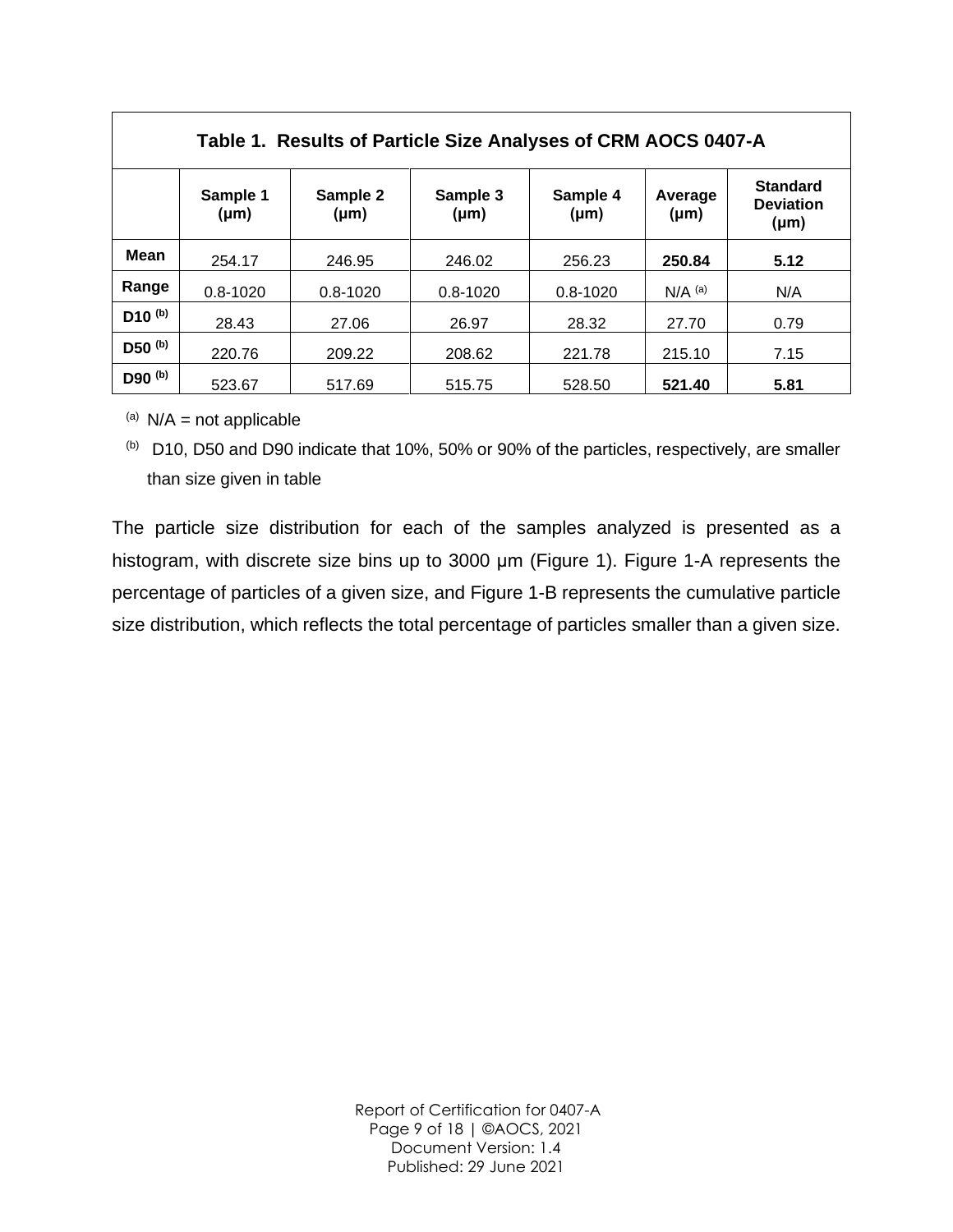**Table 1. Results of Particle Size Analyses of CRM AOCS 0407-A**

| | Sample 1 (µm) | Sample 2 (µm) | Sample 3 (µm) | Sample 4 (µm) | Average (µm) | Standard Deviation (µm) |
|---|---|---|---|---|---|---|
| **Mean** | 254.17 | 246.95 | 246.02 | 256.23 | **250.84** | **5.12** |
| **Range** | 0.8-1020 | 0.8-1020 | 0.8-1020 | 0.8-1020 | N/A [(a)] | N/A |
| **D10 [(b)]** | 28.43 | 27.06 | 26.97 | 28.32 | 27.70 | 0.79 |
| **D50 [(b)]** | 220.76 | 209.22 | 208.62 | 221.78 | 215.10 | 7.15 |
| **D90 [(b)]** | 523.67 | 517.69 | 515.75 | 528.50 | **521.40** | **5.81** |

[(a)] N/A = not applicable

[(b)] D10, D50 and D90 indicate that 10%, 50% or 90% of the particles, respectively, are smaller than size given in table

The particle size distribution for each of the samples analyzed is presented as a histogram, with discrete size bins up to 3000 µm (Figure 1). Figure 1-A represents the percentage of particles of a given size, and Figure 1-B represents the cumulative particle size distribution, which reflects the total percentage of particles smaller than a given size.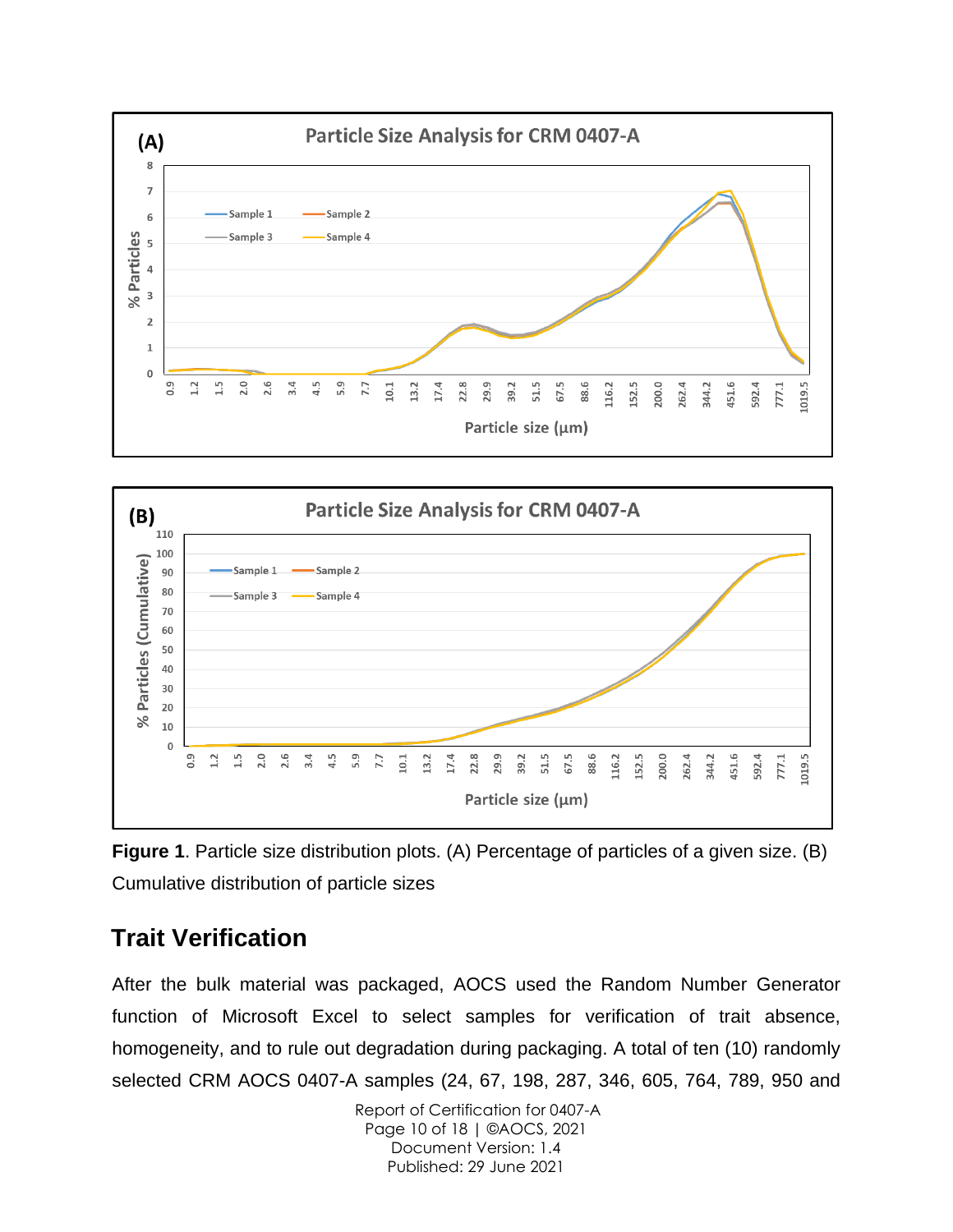(A)

Particle Size Analysis for CRM 0407-A

% Particles

8
7
6
5
4
3
2
1
0

Sample 1
Sample 2
Sample 3
Sample 4

0.9
1.2
1.5
2.0
2.6
3.4
4.5
5.9
7.7
10.1
13.2
17.4
22.8
29.9
39.2
51.5
67.5
88.6
116.2
152.5
200.0
262.4
344.2
451.6
592.4
777.1
1019.5

Particle size (µm)

(B)

Particle Size Analysis for CRM 0407-A

% Particles (Cumulative)

110
100
90
80
70
60
50
40
30
20
10
0

Sample 1
Sample 2
Sample 3
Sample 4

0.9
1.2
1.5
2.0
2.6
3.4
4.5
5.9
7.7
10.1
13.2
17.4
22.8
29.9
39.2
51.5
67.5
88.6
116.2
152.5
200.0
262.4
344.2
451.6
592.4
777.1
1019.5

Particle size (µm)

**Figure 1**. Particle size distribution plots. (A) Percentage of particles of a given size. (B) Cumulative distribution of particle sizes

## Trait Verification

After the bulk material was packaged, AOCS used the Random Number Generator function of Microsoft Excel to select samples for verification of trait absence, homogeneity, and to rule out degradation during packaging. A total of ten (10) randomly selected CRM AOCS 0407-A samples (24, 67, 198, 287, 346, 605, 764, 789, 950 and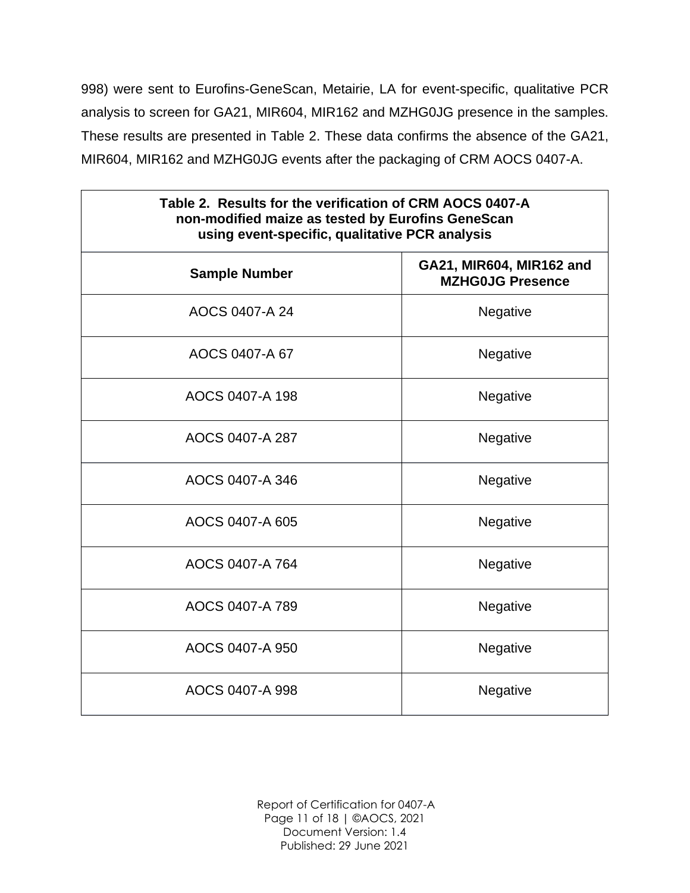998) were sent to Eurofins-GeneScan, Metairie, LA for event-specific, qualitative PCR analysis to screen for GA21, MIR604, MIR162 and MZHG0JG presence in the samples. These results are presented in Table 2. These data confirms the absence of the GA21, MIR604, MIR162 and MZHG0JG events after the packaging of CRM AOCS 0407-A.

**Table 2. Results for the verification of CRM AOCS 0407-A non-modified maize as tested by Eurofins GeneScan using event-specific, qualitative PCR analysis**

| Sample Number | GA21, MIR604, MIR162 and MZHG0JG Presence |
|---|---|
| AOCS 0407-A 24 | Negative |
| AOCS 0407-A 67 | Negative |
| AOCS 0407-A 198 | Negative |
| AOCS 0407-A 287 | Negative |
| AOCS 0407-A 346 | Negative |
| AOCS 0407-A 605 | Negative |
| AOCS 0407-A 764 | Negative |
| AOCS 0407-A 789 | Negative |
| AOCS 0407-A 950 | Negative |
| AOCS 0407-A 998 | Negative |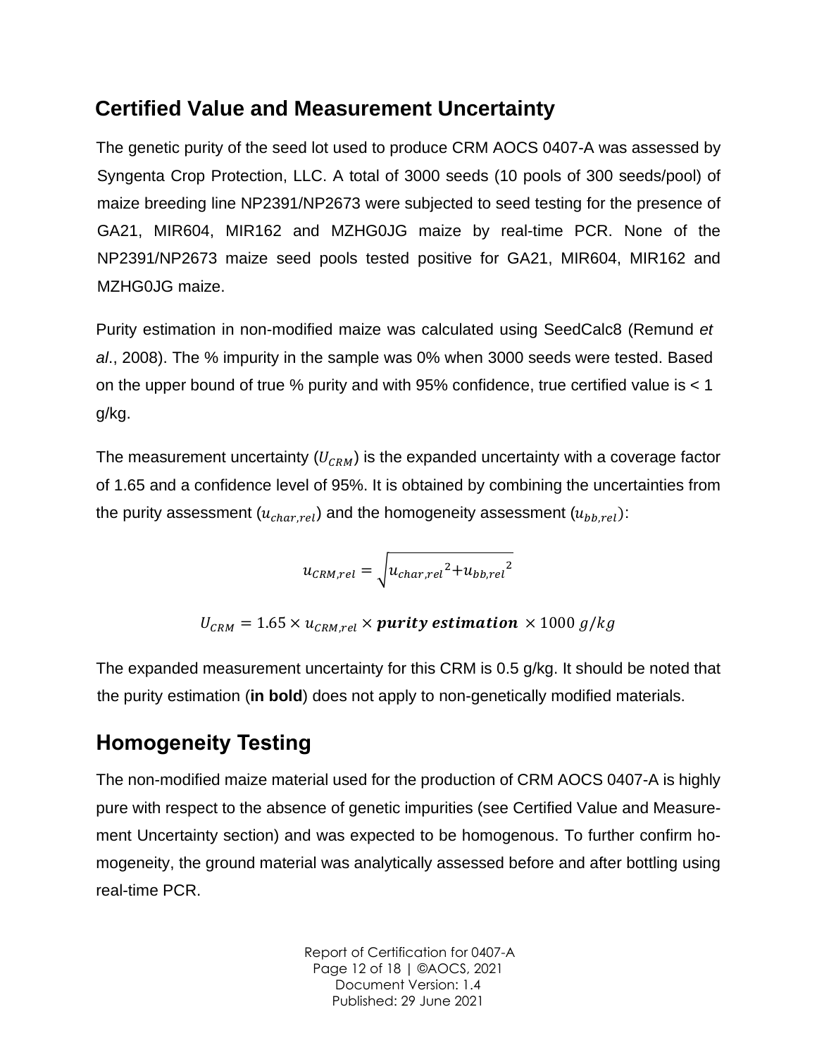## Certified Value and Measurement Uncertainty

The genetic purity of the seed lot used to produce CRM AOCS 0407-A was assessed by Syngenta Crop Protection, LLC. A total of 3000 seeds (10 pools of 300 seeds/pool) of maize breeding line NP2391/NP2673 were subjected to seed testing for the presence of GA21, MIR604, MIR162 and MZHG0JG maize by real-time PCR. None of the NP2391/NP2673 maize seed pools tested positive for GA21, MIR604, MIR162 and MZHG0JG maize.

Purity estimation in non-modified maize was calculated using SeedCalc8 (Remund *et al*., 2008). The % impurity in the sample was 0% when 3000 seeds were tested. Based on the upper bound of true % purity and with 95% confidence, true certified value is < 1 g/kg.

The measurement uncertainty ($U_{CRM}$) is the expanded uncertainty with a coverage factor of 1.65 and a confidence level of 95%. It is obtained by combining the uncertainties from the purity assessment ($u_{char,rel}$) and the homogeneity assessment ($u_{bb,rel}$):

$$u_{CRM,rel} = \sqrt{{u_{char,rel}}^2 + {u_{bb,rel}}^2}$$

$$U_{CRM} = 1.65 \times u_{CRM,rel} \times \boldsymbol{purity\ estimation} \times 1000\ g/kg$$

The expanded measurement uncertainty for this CRM is 0.5 g/kg. It should be noted that the purity estimation (**in bold**) does not apply to non-genetically modified materials.

## Homogeneity Testing

The non-modified maize material used for the production of CRM AOCS 0407-A is highly pure with respect to the absence of genetic impurities (see Certified Value and Measurement Uncertainty section) and was expected to be homogenous. To further confirm homogeneity, the ground material was analytically assessed before and after bottling using real-time PCR.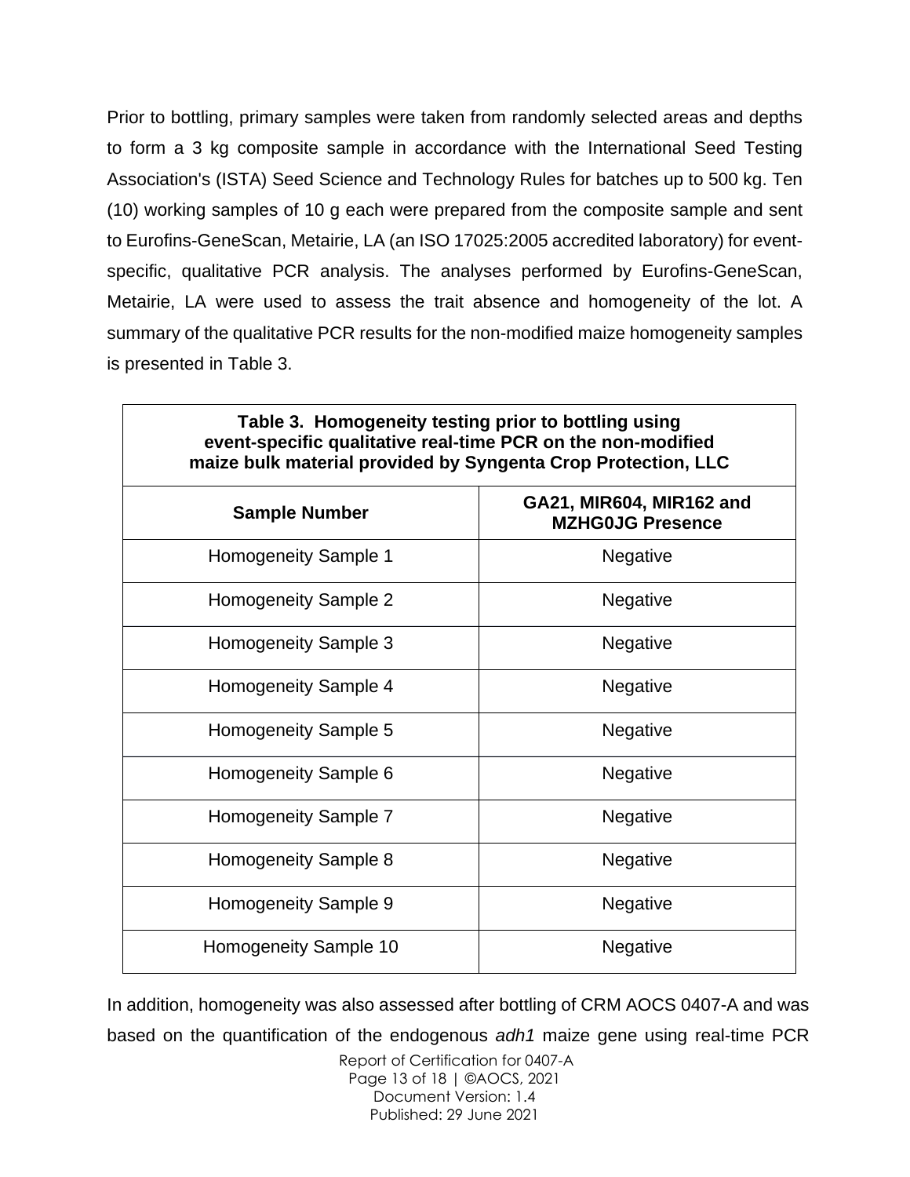Prior to bottling, primary samples were taken from randomly selected areas and depths to form a 3 kg composite sample in accordance with the International Seed Testing Association's (ISTA) Seed Science and Technology Rules for batches up to 500 kg. Ten (10) working samples of 10 g each were prepared from the composite sample and sent to Eurofins-GeneScan, Metairie, LA (an ISO 17025:2005 accredited laboratory) for event-specific, qualitative PCR analysis. The analyses performed by Eurofins-GeneScan, Metairie, LA were used to assess the trait absence and homogeneity of the lot. A summary of the qualitative PCR results for the non-modified maize homogeneity samples is presented in Table 3.

**Table 3. Homogeneity testing prior to bottling using event-specific qualitative real-time PCR on the non-modified maize bulk material provided by Syngenta Crop Protection, LLC**

| Sample Number | GA21, MIR604, MIR162 and MZHG0JG Presence |
|---|---|
| Homogeneity Sample 1 | Negative |
| Homogeneity Sample 2 | Negative |
| Homogeneity Sample 3 | Negative |
| Homogeneity Sample 4 | Negative |
| Homogeneity Sample 5 | Negative |
| Homogeneity Sample 6 | Negative |
| Homogeneity Sample 7 | Negative |
| Homogeneity Sample 8 | Negative |
| Homogeneity Sample 9 | Negative |
| Homogeneity Sample 10 | Negative |

In addition, homogeneity was also assessed after bottling of CRM AOCS 0407-A and was based on the quantification of the endogenous *adh1* maize gene using real-time PCR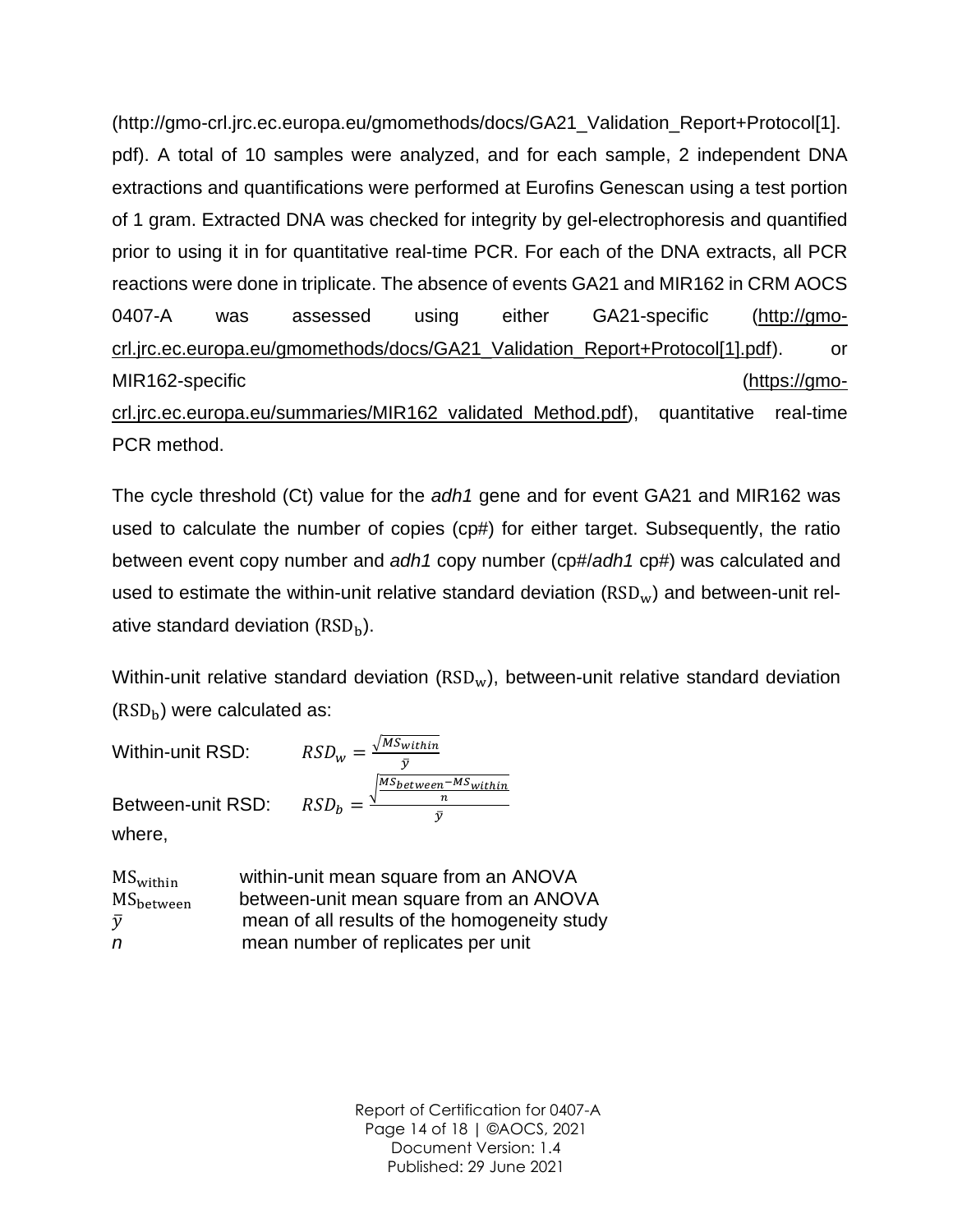(http://gmo-crl.jrc.ec.europa.eu/gmomethods/docs/GA21_Validation_Report+Protocol[1].pdf). A total of 10 samples were analyzed, and for each sample, 2 independent DNA extractions and quantifications were performed at Eurofins Genescan using a test portion of 1 gram. Extracted DNA was checked for integrity by gel-electrophoresis and quantified prior to using it in for quantitative real-time PCR. For each of the DNA extracts, all PCR reactions were done in triplicate. The absence of events GA21 and MIR162 in CRM AOCS 0407-A was assessed using either GA21-specific (http://gmo-crl.jrc.ec.europa.eu/gmomethods/docs/GA21_Validation_Report+Protocol[1].pdf). or MIR162-specific (https://gmo-crl.jrc.ec.europa.eu/summaries/MIR162_validated_Method.pdf), quantitative real-time PCR method.

The cycle threshold (Ct) value for the *adh1* gene and for event GA21 and MIR162 was used to calculate the number of copies (cp#) for either target. Subsequently, the ratio between event copy number and *adh1* copy number (cp#/*adh1* cp#) was calculated and used to estimate the within-unit relative standard deviation ($\mathrm{RSD_w}$) and between-unit relative standard deviation ($\mathrm{RSD_b}$).

Within-unit relative standard deviation ($\mathrm{RSD_w}$), between-unit relative standard deviation ($\mathrm{RSD_b}$) were calculated as:

Within-unit RSD: $RSD_w = \frac{\sqrt{MS_{within}}}{\bar{y}}$

Between-unit RSD: $RSD_b = \frac{\sqrt{\frac{MS_{between} - MS_{within}}{n}}}{\bar{y}}$

where,

| | |
|---|---|
| $\mathrm{MS_{within}}$ | within-unit mean square from an ANOVA |
| $\mathrm{MS_{between}}$ | between-unit mean square from an ANOVA |
| $\bar{y}$ | mean of all results of the homogeneity study |
| $n$ | mean number of replicates per unit |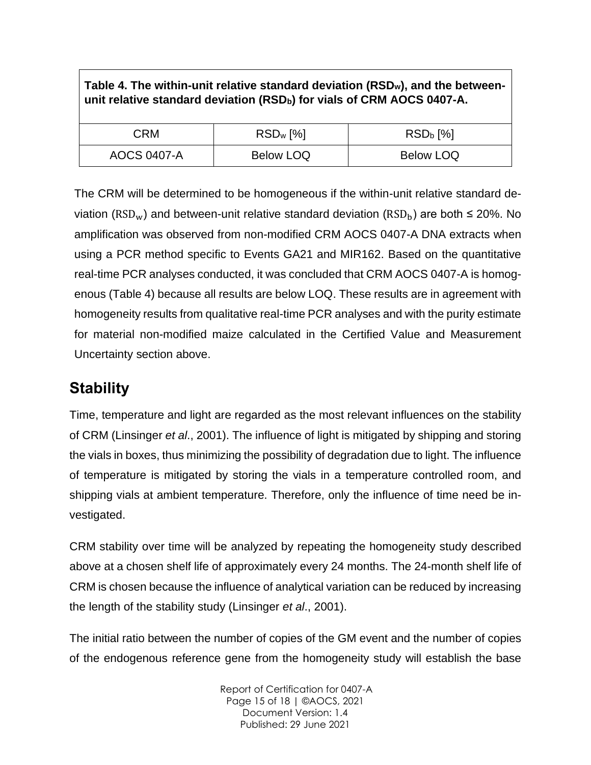**Table 4. The within-unit relative standard deviation ($RSD_w$), and the between-unit relative standard deviation ($RSD_b$) for vials of CRM AOCS 0407-A.**

| CRM | $RSD_w$ [%] | $RSD_b$ [%] |
|---|---|---|
| AOCS 0407-A | Below LOQ | Below LOQ |

The CRM will be determined to be homogeneous if the within-unit relative standard deviation ($\mathrm{RSD_w}$) and between-unit relative standard deviation ($\mathrm{RSD_b}$) are both ≤ 20%. No amplification was observed from non-modified CRM AOCS 0407-A DNA extracts when using a PCR method specific to Events GA21 and MIR162. Based on the quantitative real-time PCR analyses conducted, it was concluded that CRM AOCS 0407-A is homogenous (Table 4) because all results are below LOQ. These results are in agreement with homogeneity results from qualitative real-time PCR analyses and with the purity estimate for material non-modified maize calculated in the Certified Value and Measurement Uncertainty section above.

## Stability

Time, temperature and light are regarded as the most relevant influences on the stability of CRM (Linsinger *et al*., 2001). The influence of light is mitigated by shipping and storing the vials in boxes, thus minimizing the possibility of degradation due to light. The influence of temperature is mitigated by storing the vials in a temperature controlled room, and shipping vials at ambient temperature. Therefore, only the influence of time need be investigated.

CRM stability over time will be analyzed by repeating the homogeneity study described above at a chosen shelf life of approximately every 24 months. The 24-month shelf life of CRM is chosen because the influence of analytical variation can be reduced by increasing the length of the stability study (Linsinger *et al*., 2001).

The initial ratio between the number of copies of the GM event and the number of copies of the endogenous reference gene from the homogeneity study will establish the base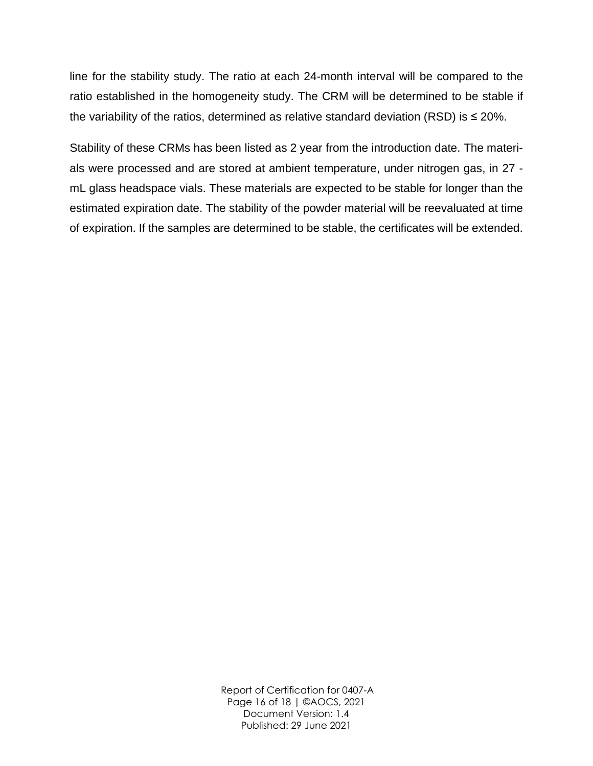line for the stability study. The ratio at each 24-month interval will be compared to the ratio established in the homogeneity study. The CRM will be determined to be stable if the variability of the ratios, determined as relative standard deviation (RSD) is ≤ 20%.

Stability of these CRMs has been listed as 2 year from the introduction date. The materials were processed and are stored at ambient temperature, under nitrogen gas, in 27 -mL glass headspace vials. These materials are expected to be stable for longer than the estimated expiration date. The stability of the powder material will be reevaluated at time of expiration. If the samples are determined to be stable, the certificates will be extended.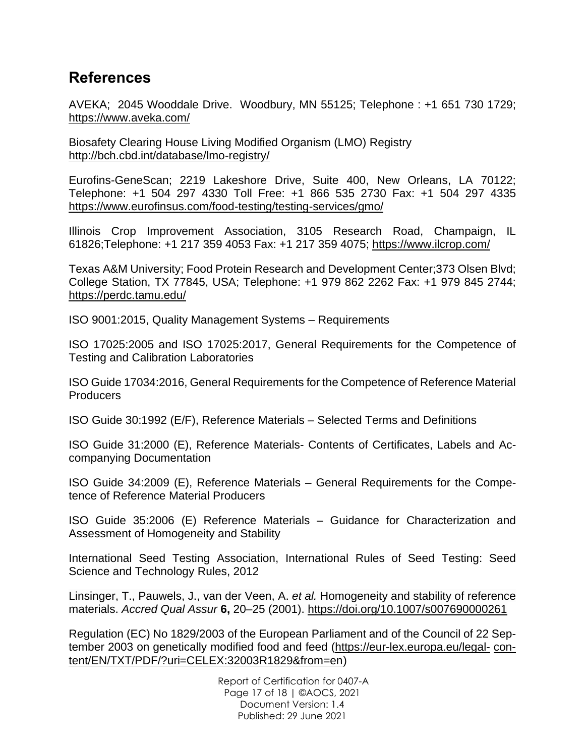## References

AVEKA; 2045 Wooddale Drive. Woodbury, MN 55125; Telephone : +1 651 730 1729; https://www.aveka.com/

Biosafety Clearing House Living Modified Organism (LMO) Registry http://bch.cbd.int/database/lmo-registry/

Eurofins-GeneScan; 2219 Lakeshore Drive, Suite 400, New Orleans, LA 70122; Telephone: +1 504 297 4330 Toll Free: +1 866 535 2730 Fax: +1 504 297 4335 https://www.eurofinsus.com/food-testing/testing-services/gmo/

Illinois Crop Improvement Association, 3105 Research Road, Champaign, IL 61826;Telephone: +1 217 359 4053 Fax: +1 217 359 4075; https://www.ilcrop.com/

Texas A&M University; Food Protein Research and Development Center;373 Olsen Blvd; College Station, TX 77845, USA; Telephone: +1 979 862 2262 Fax: +1 979 845 2744; https://perdc.tamu.edu/

ISO 9001:2015, Quality Management Systems – Requirements

ISO 17025:2005 and ISO 17025:2017, General Requirements for the Competence of Testing and Calibration Laboratories

ISO Guide 17034:2016, General Requirements for the Competence of Reference Material Producers

ISO Guide 30:1992 (E/F), Reference Materials – Selected Terms and Definitions

ISO Guide 31:2000 (E), Reference Materials- Contents of Certificates, Labels and Accompanying Documentation

ISO Guide 34:2009 (E), Reference Materials – General Requirements for the Competence of Reference Material Producers

ISO Guide 35:2006 (E) Reference Materials – Guidance for Characterization and Assessment of Homogeneity and Stability

International Seed Testing Association, International Rules of Seed Testing: Seed Science and Technology Rules, 2012

Linsinger, T., Pauwels, J., van der Veen, A. *et al.* Homogeneity and stability of reference materials. *Accred Qual Assur* **6,** 20–25 (2001). https://doi.org/10.1007/s007690000261

Regulation (EC) No 1829/2003 of the European Parliament and of the Council of 22 September 2003 on genetically modified food and feed (https://eur-lex.europa.eu/legal-content/EN/TXT/PDF/?uri=CELEX:32003R1829&from=en)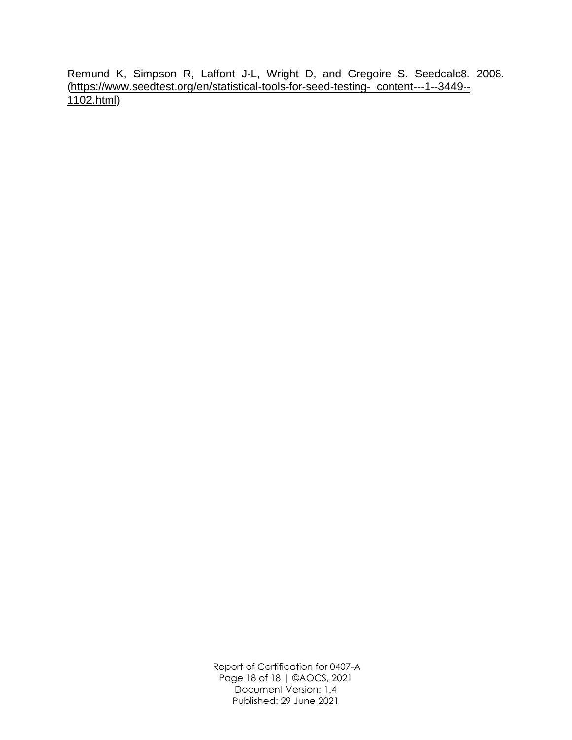Remund K, Simpson R, Laffont J-L, Wright D, and Gregoire S. Seedcalc8. 2008. (https://www.seedtest.org/en/statistical-tools-for-seed-testing-_content---1--3449--1102.html)